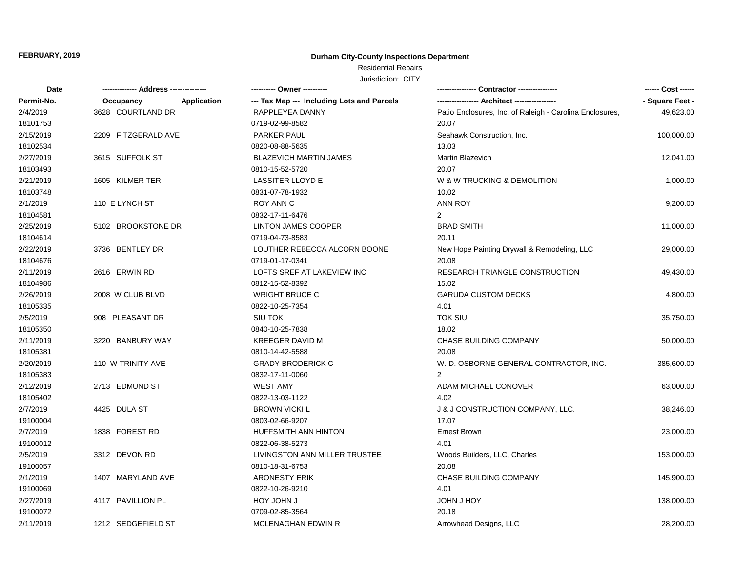**FEBRUARY, 2019**

**Durham City-County Inspections Department**

Residential Repairs

Jurisdiction: CITY

| Date | ------------- Address --------------- | | ---------- Owner ---------- | ---------------- Contractor ---------------- | ------ Cost ------ |
|---|---|---|---|---|---|
| **Permit-No.** | **Occupancy** | **Application** | **--- Tax Map --- Including Lots and Parcels** | **----------------- Architect -----------------** | **- Square Feet -** |
| 2/4/2019 | 3628 COURTLAND DR | | RAPPLEYEA DANNY | Patio Enclosures, Inc. of Raleigh - Carolina Enclosures, | 49,623.00 |
| 18101753 | | | 0719-02-99-8582 | 20.07 | |
| 2/15/2019 | 2209 FITZGERALD AVE | | PARKER PAUL | Seahawk Construction, Inc. | 100,000.00 |
| 18102534 | | | 0820-08-88-5635 | 13.03 | |
| 2/27/2019 | 3615 SUFFOLK ST | | BLAZEVICH MARTIN JAMES | Martin Blazevich | 12,041.00 |
| 18103493 | | | 0810-15-52-5720 | 20.07 | |
| 2/21/2019 | 1605 KILMER TER | | LASSITER LLOYD E | W & W TRUCKING & DEMOLITION | 1,000.00 |
| 18103748 | | | 0831-07-78-1932 | 10.02 | |
| 2/1/2019 | 110 E LYNCH ST | | ROY ANN C | ANN ROY | 9,200.00 |
| 18104581 | | | 0832-17-11-6476 | 2 | |
| 2/25/2019 | 5102 BROOKSTONE DR | | LINTON JAMES COOPER | BRAD SMITH | 11,000.00 |
| 18104614 | | | 0719-04-73-8583 | 20.11 | |
| 2/22/2019 | 3736 BENTLEY DR | | LOUTHER REBECCA ALCORN BOONE | New Hope Painting Drywall & Remodeling, LLC | 29,000.00 |
| 18104676 | | | 0719-01-17-0341 | 20.08 | |
| 2/11/2019 | 2616 ERWIN RD | | LOFTS SREF AT LAKEVIEW INC | RESEARCH TRIANGLE CONSTRUCTION | 49,430.00 |
| 18104986 | | | 0812-15-52-8392 | 15.02 | |
| 2/26/2019 | 2008 W CLUB BLVD | | WRIGHT BRUCE C | GARUDA CUSTOM DECKS | 4,800.00 |
| 18105335 | | | 0822-10-25-7354 | 4.01 | |
| 2/5/2019 | 908 PLEASANT DR | | SIU TOK | TOK SIU | 35,750.00 |
| 18105350 | | | 0840-10-25-7838 | 18.02 | |
| 2/11/2019 | 3220 BANBURY WAY | | KREEGER DAVID M | CHASE BUILDING COMPANY | 50,000.00 |
| 18105381 | | | 0810-14-42-5588 | 20.08 | |
| 2/20/2019 | 110 W TRINITY AVE | | GRADY BRODERICK C | W. D. OSBORNE GENERAL CONTRACTOR, INC. | 385,600.00 |
| 18105383 | | | 0832-17-11-0060 | 2 | |
| 2/12/2019 | 2713 EDMUND ST | | WEST AMY | ADAM MICHAEL CONOVER | 63,000.00 |
| 18105402 | | | 0822-13-03-1122 | 4.02 | |
| 2/7/2019 | 4425 DULA ST | | BROWN VICKI L | J & J CONSTRUCTION COMPANY, LLC. | 38,246.00 |
| 19100004 | | | 0803-02-66-9207 | 17.07 | |
| 2/7/2019 | 1838 FOREST RD | | HUFFSMITH ANN HINTON | Ernest Brown | 23,000.00 |
| 19100012 | | | 0822-06-38-5273 | 4.01 | |
| 2/5/2019 | 3312 DEVON RD | | LIVINGSTON ANN MILLER TRUSTEE | Woods Builders, LLC, Charles | 153,000.00 |
| 19100057 | | | 0810-18-31-6753 | 20.08 | |
| 2/1/2019 | 1407 MARYLAND AVE | | ARONESTY ERIK | CHASE BUILDING COMPANY | 145,900.00 |
| 19100069 | | | 0822-10-26-9210 | 4.01 | |
| 2/27/2019 | 4117 PAVILLION PL | | HOY JOHN J | JOHN J HOY | 138,000.00 |
| 19100072 | | | 0709-02-85-3564 | 20.18 | |
| 2/11/2019 | 1212 SEDGEFIELD ST | | MCLENAGHAN EDWIN R | Arrowhead Designs, LLC | 28,200.00 |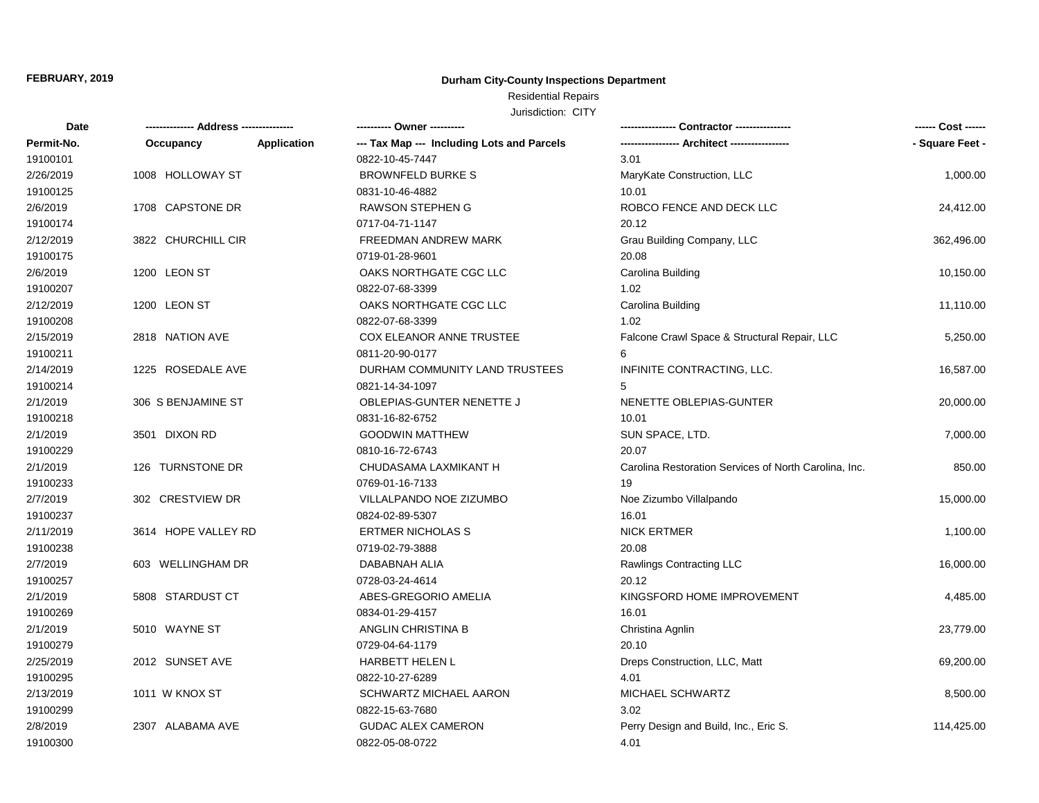**FEBRUARY, 2019**

**Durham City-County Inspections Department**

Residential Repairs

Jurisdiction: CITY

| Date / Permit-No. | Address / Occupancy | Application | Owner / Tax Map --- Including Lots and Parcels | Contractor / Architect | Cost / Square Feet |
|---|---|---|---|---|---|
| 19100101 | | | 0822-10-45-7447 | 3.01 | |
| 2/26/2019 | 1008 HOLLOWAY ST | | BROWNFELD BURKE S | MaryKate Construction, LLC | 1,000.00 |
| 19100125 | | | 0831-10-46-4882 | 10.01 | |
| 2/6/2019 | 1708 CAPSTONE DR | | RAWSON STEPHEN G | ROBCO FENCE AND DECK LLC | 24,412.00 |
| 19100174 | | | 0717-04-71-1147 | 20.12 | |
| 2/12/2019 | 3822 CHURCHILL CIR | | FREEDMAN ANDREW MARK | Grau Building Company, LLC | 362,496.00 |
| 19100175 | | | 0719-01-28-9601 | 20.08 | |
| 2/6/2019 | 1200 LEON ST | | OAKS NORTHGATE CGC LLC | Carolina Building | 10,150.00 |
| 19100207 | | | 0822-07-68-3399 | 1.02 | |
| 2/12/2019 | 1200 LEON ST | | OAKS NORTHGATE CGC LLC | Carolina Building | 11,110.00 |
| 19100208 | | | 0822-07-68-3399 | 1.02 | |
| 2/15/2019 | 2818 NATION AVE | | COX ELEANOR ANNE TRUSTEE | Falcone Crawl Space & Structural Repair, LLC | 5,250.00 |
| 19100211 | | | 0811-20-90-0177 | 6 | |
| 2/14/2019 | 1225 ROSEDALE AVE | | DURHAM COMMUNITY LAND TRUSTEES | INFINITE CONTRACTING, LLC. | 16,587.00 |
| 19100214 | | | 0821-14-34-1097 | 5 | |
| 2/1/2019 | 306 S BENJAMINE ST | | OBLEPIAS-GUNTER NENETTE J | NENETTE OBLEPIAS-GUNTER | 20,000.00 |
| 19100218 | | | 0831-16-82-6752 | 10.01 | |
| 2/1/2019 | 3501 DIXON RD | | GOODWIN MATTHEW | SUN SPACE, LTD. | 7,000.00 |
| 19100229 | | | 0810-16-72-6743 | 20.07 | |
| 2/1/2019 | 126 TURNSTONE DR | | CHUDASAMA LAXMIKANT H | Carolina Restoration Services of North Carolina, Inc. | 850.00 |
| 19100233 | | | 0769-01-16-7133 | 19 | |
| 2/7/2019 | 302 CRESTVIEW DR | | VILLALPANDO NOE ZIZUMBO | Noe Zizumbo Villalpando | 15,000.00 |
| 19100237 | | | 0824-02-89-5307 | 16.01 | |
| 2/11/2019 | 3614 HOPE VALLEY RD | | ERTMER NICHOLAS S | NICK ERTMER | 1,100.00 |
| 19100238 | | | 0719-02-79-3888 | 20.08 | |
| 2/7/2019 | 603 WELLINGHAM DR | | DABABNAH ALIA | Rawlings Contracting LLC | 16,000.00 |
| 19100257 | | | 0728-03-24-4614 | 20.12 | |
| 2/1/2019 | 5808 STARDUST CT | | ABES-GREGORIO AMELIA | KINGSFORD HOME IMPROVEMENT | 4,485.00 |
| 19100269 | | | 0834-01-29-4157 | 16.01 | |
| 2/1/2019 | 5010 WAYNE ST | | ANGLIN CHRISTINA B | Christina Agnlin | 23,779.00 |
| 19100279 | | | 0729-04-64-1179 | 20.10 | |
| 2/25/2019 | 2012 SUNSET AVE | | HARBETT HELEN L | Dreps Construction, LLC, Matt | 69,200.00 |
| 19100295 | | | 0822-10-27-6289 | 4.01 | |
| 2/13/2019 | 1011 W KNOX ST | | SCHWARTZ MICHAEL AARON | MICHAEL SCHWARTZ | 8,500.00 |
| 19100299 | | | 0822-15-63-7680 | 3.02 | |
| 2/8/2019 | 2307 ALABAMA AVE | | GUDAC ALEX CAMERON | Perry Design and Build, Inc., Eric S. | 114,425.00 |
| 19100300 | | | 0822-05-08-0722 | 4.01 | |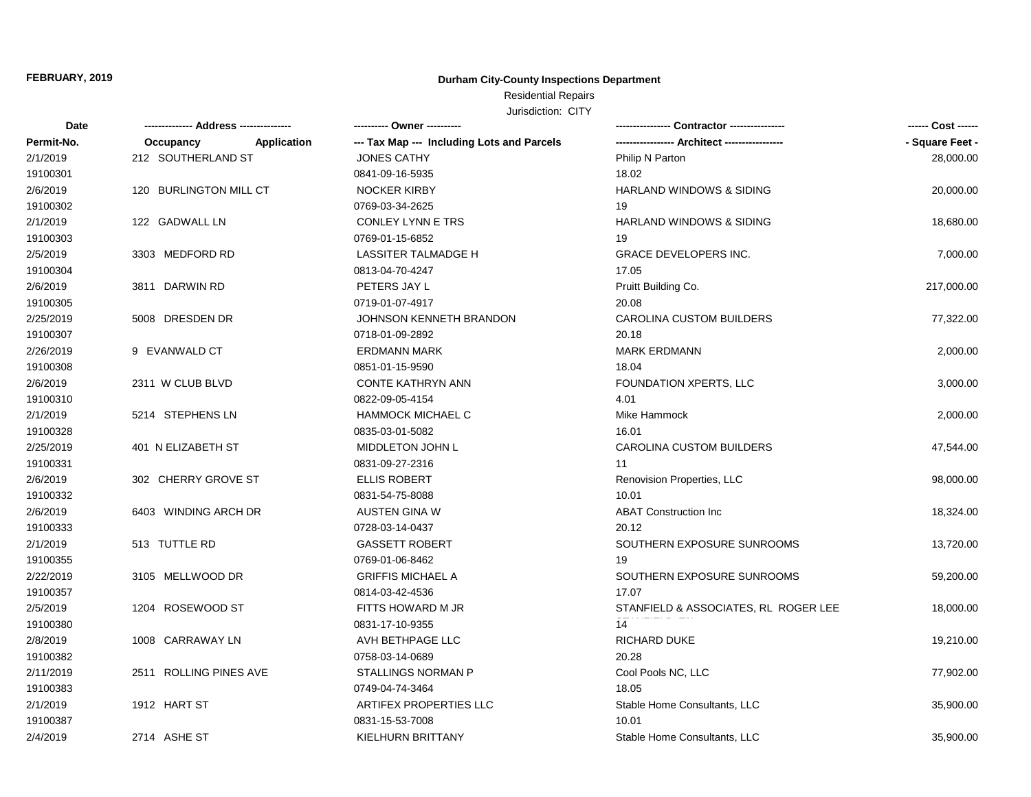**FEBRUARY, 2019**

**Durham City-County Inspections Department**

Residential Repairs

Jurisdiction: CITY

| Date | ------------- Address -------------- | ---------- Owner ---------- | ---------------- Contractor ---------------- | ------ Cost ------ |
|---|---|---|---|---|
| **Permit-No.** | **Occupancy Application** | **--- Tax Map --- Including Lots and Parcels** | **----------------- Architect -----------------** | **- Square Feet -** |
| 2/1/2019 | 212 SOUTHERLAND ST | JONES CATHY | Philip N Parton | 28,000.00 |
| 19100301 | | 0841-09-16-5935 | 18.02 | |
| 2/6/2019 | 120 BURLINGTON MILL CT | NOCKER KIRBY | HARLAND WINDOWS & SIDING | 20,000.00 |
| 19100302 | | 0769-03-34-2625 | 19 | |
| 2/1/2019 | 122 GADWALL LN | CONLEY LYNN E TRS | HARLAND WINDOWS & SIDING | 18,680.00 |
| 19100303 | | 0769-01-15-6852 | 19 | |
| 2/5/2019 | 3303 MEDFORD RD | LASSITER TALMADGE H | GRACE DEVELOPERS INC. | 7,000.00 |
| 19100304 | | 0813-04-70-4247 | 17.05 | |
| 2/6/2019 | 3811 DARWIN RD | PETERS JAY L | Pruitt Building Co. | 217,000.00 |
| 19100305 | | 0719-01-07-4917 | 20.08 | |
| 2/25/2019 | 5008 DRESDEN DR | JOHNSON KENNETH BRANDON | CAROLINA CUSTOM BUILDERS | 77,322.00 |
| 19100307 | | 0718-01-09-2892 | 20.18 | |
| 2/26/2019 | 9 EVANWALD CT | ERDMANN MARK | MARK ERDMANN | 2,000.00 |
| 19100308 | | 0851-01-15-9590 | 18.04 | |
| 2/6/2019 | 2311 W CLUB BLVD | CONTE KATHRYN ANN | FOUNDATION XPERTS, LLC | 3,000.00 |
| 19100310 | | 0822-09-05-4154 | 4.01 | |
| 2/1/2019 | 5214 STEPHENS LN | HAMMOCK MICHAEL C | Mike Hammock | 2,000.00 |
| 19100328 | | 0835-03-01-5082 | 16.01 | |
| 2/25/2019 | 401 N ELIZABETH ST | MIDDLETON JOHN L | CAROLINA CUSTOM BUILDERS | 47,544.00 |
| 19100331 | | 0831-09-27-2316 | 11 | |
| 2/6/2019 | 302 CHERRY GROVE ST | ELLIS ROBERT | Renovision Properties, LLC | 98,000.00 |
| 19100332 | | 0831-54-75-8088 | 10.01 | |
| 2/6/2019 | 6403 WINDING ARCH DR | AUSTEN GINA W | ABAT Construction Inc | 18,324.00 |
| 19100333 | | 0728-03-14-0437 | 20.12 | |
| 2/1/2019 | 513 TUTTLE RD | GASSETT ROBERT | SOUTHERN EXPOSURE SUNROOMS | 13,720.00 |
| 19100355 | | 0769-01-06-8462 | 19 | |
| 2/22/2019 | 3105 MELLWOOD DR | GRIFFIS MICHAEL A | SOUTHERN EXPOSURE SUNROOMS | 59,200.00 |
| 19100357 | | 0814-03-42-4536 | 17.07 | |
| 2/5/2019 | 1204 ROSEWOOD ST | FITTS HOWARD M JR | STANFIELD & ASSOCIATES, RL ROGER LEE | 18,000.00 |
| 19100380 | | 0831-17-10-9355 | 14 | |
| 2/8/2019 | 1008 CARRAWAY LN | AVH BETHPAGE LLC | RICHARD DUKE | 19,210.00 |
| 19100382 | | 0758-03-14-0689 | 20.28 | |
| 2/11/2019 | 2511 ROLLING PINES AVE | STALLINGS NORMAN P | Cool Pools NC, LLC | 77,902.00 |
| 19100383 | | 0749-04-74-3464 | 18.05 | |
| 2/1/2019 | 1912 HART ST | ARTIFEX PROPERTIES LLC | Stable Home Consultants, LLC | 35,900.00 |
| 19100387 | | 0831-15-53-7008 | 10.01 | |
| 2/4/2019 | 2714 ASHE ST | KIELHURN BRITTANY | Stable Home Consultants, LLC | 35,900.00 |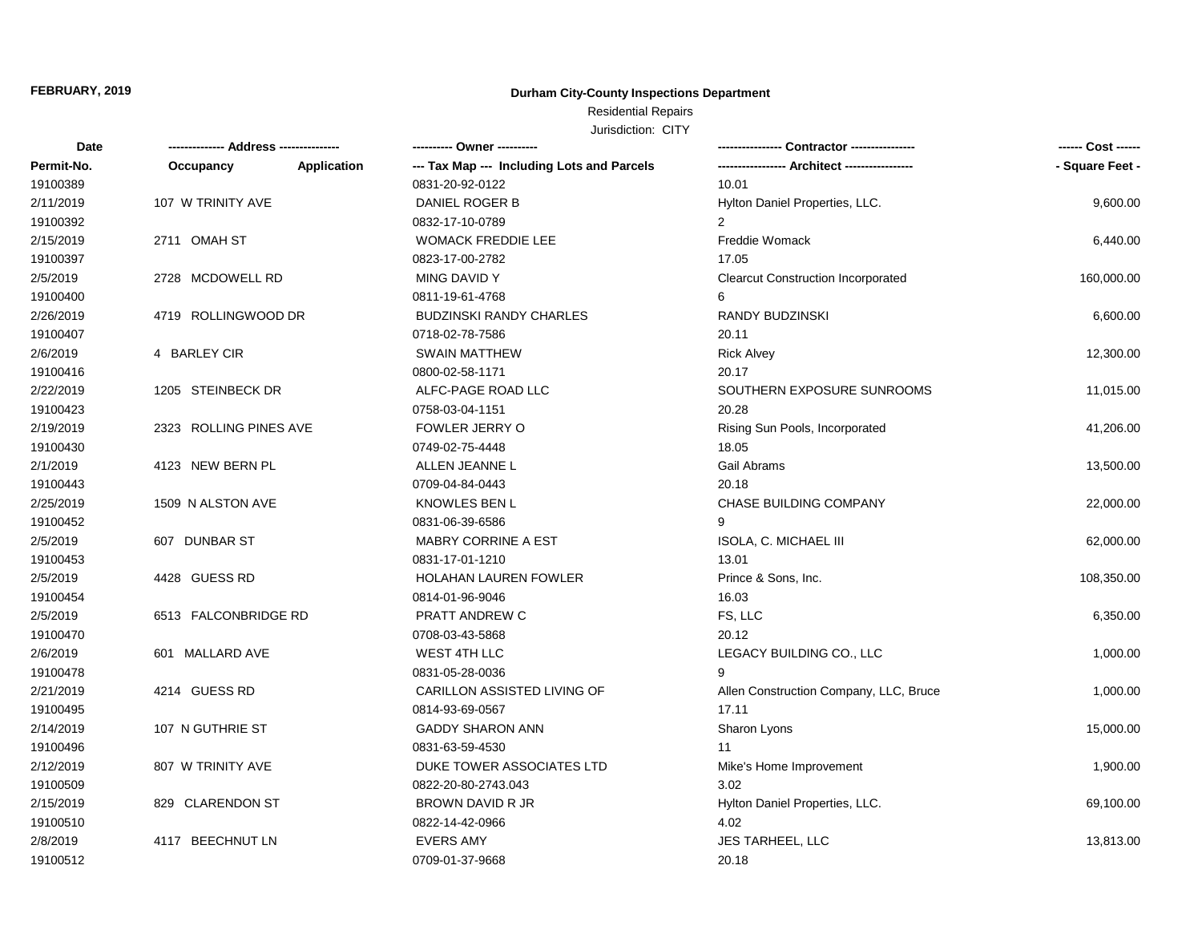**FEBRUARY, 2019**

**Durham City-County Inspections Department**

Residential Repairs

Jurisdiction: CITY

| Date | ------------- Address --------------- | | ---------- Owner ---------- | ---------------- Contractor ---------------- | ------ Cost ------ |
|---|---|---|---|---|---|
| Permit-No. | Occupancy | Application | --- Tax Map --- Including Lots and Parcels | ----------------- Architect ----------------- | - Square Feet - |
| 19100389 | | | 0831-20-92-0122 | 10.01 | |
| 2/11/2019 | 107 W TRINITY AVE | | DANIEL ROGER B | Hylton Daniel Properties, LLC. | 9,600.00 |
| 19100392 | | | 0832-17-10-0789 | 2 | |
| 2/15/2019 | 2711 OMAH ST | | WOMACK FREDDIE LEE | Freddie Womack | 6,440.00 |
| 19100397 | | | 0823-17-00-2782 | 17.05 | |
| 2/5/2019 | 2728 MCDOWELL RD | | MING DAVID Y | Clearcut Construction Incorporated | 160,000.00 |
| 19100400 | | | 0811-19-61-4768 | 6 | |
| 2/26/2019 | 4719 ROLLINGWOOD DR | | BUDZINSKI RANDY CHARLES | RANDY BUDZINSKI | 6,600.00 |
| 19100407 | | | 0718-02-78-7586 | 20.11 | |
| 2/6/2019 | 4 BARLEY CIR | | SWAIN MATTHEW | Rick Alvey | 12,300.00 |
| 19100416 | | | 0800-02-58-1171 | 20.17 | |
| 2/22/2019 | 1205 STEINBECK DR | | ALFC-PAGE ROAD LLC | SOUTHERN EXPOSURE SUNROOMS | 11,015.00 |
| 19100423 | | | 0758-03-04-1151 | 20.28 | |
| 2/19/2019 | 2323 ROLLING PINES AVE | | FOWLER JERRY O | Rising Sun Pools, Incorporated | 41,206.00 |
| 19100430 | | | 0749-02-75-4448 | 18.05 | |
| 2/1/2019 | 4123 NEW BERN PL | | ALLEN JEANNE L | Gail Abrams | 13,500.00 |
| 19100443 | | | 0709-04-84-0443 | 20.18 | |
| 2/25/2019 | 1509 N ALSTON AVE | | KNOWLES BEN L | CHASE BUILDING COMPANY | 22,000.00 |
| 19100452 | | | 0831-06-39-6586 | 9 | |
| 2/5/2019 | 607 DUNBAR ST | | MABRY CORRINE A EST | ISOLA, C. MICHAEL III | 62,000.00 |
| 19100453 | | | 0831-17-01-1210 | 13.01 | |
| 2/5/2019 | 4428 GUESS RD | | HOLAHAN LAUREN FOWLER | Prince & Sons, Inc. | 108,350.00 |
| 19100454 | | | 0814-01-96-9046 | 16.03 | |
| 2/5/2019 | 6513 FALCONBRIDGE RD | | PRATT ANDREW C | FS, LLC | 6,350.00 |
| 19100470 | | | 0708-03-43-5868 | 20.12 | |
| 2/6/2019 | 601 MALLARD AVE | | WEST 4TH LLC | LEGACY BUILDING CO., LLC | 1,000.00 |
| 19100478 | | | 0831-05-28-0036 | 9 | |
| 2/21/2019 | 4214 GUESS RD | | CARILLON ASSISTED LIVING OF | Allen Construction Company, LLC, Bruce | 1,000.00 |
| 19100495 | | | 0814-93-69-0567 | 17.11 | |
| 2/14/2019 | 107 N GUTHRIE ST | | GADDY SHARON ANN | Sharon Lyons | 15,000.00 |
| 19100496 | | | 0831-63-59-4530 | 11 | |
| 2/12/2019 | 807 W TRINITY AVE | | DUKE TOWER ASSOCIATES LTD | Mike's Home Improvement | 1,900.00 |
| 19100509 | | | 0822-20-80-2743.043 | 3.02 | |
| 2/15/2019 | 829 CLARENDON ST | | BROWN DAVID R JR | Hylton Daniel Properties, LLC. | 69,100.00 |
| 19100510 | | | 0822-14-42-0966 | 4.02 | |
| 2/8/2019 | 4117 BEECHNUT LN | | EVERS AMY | JES TARHEEL, LLC | 13,813.00 |
| 19100512 | | | 0709-01-37-9668 | 20.18 | |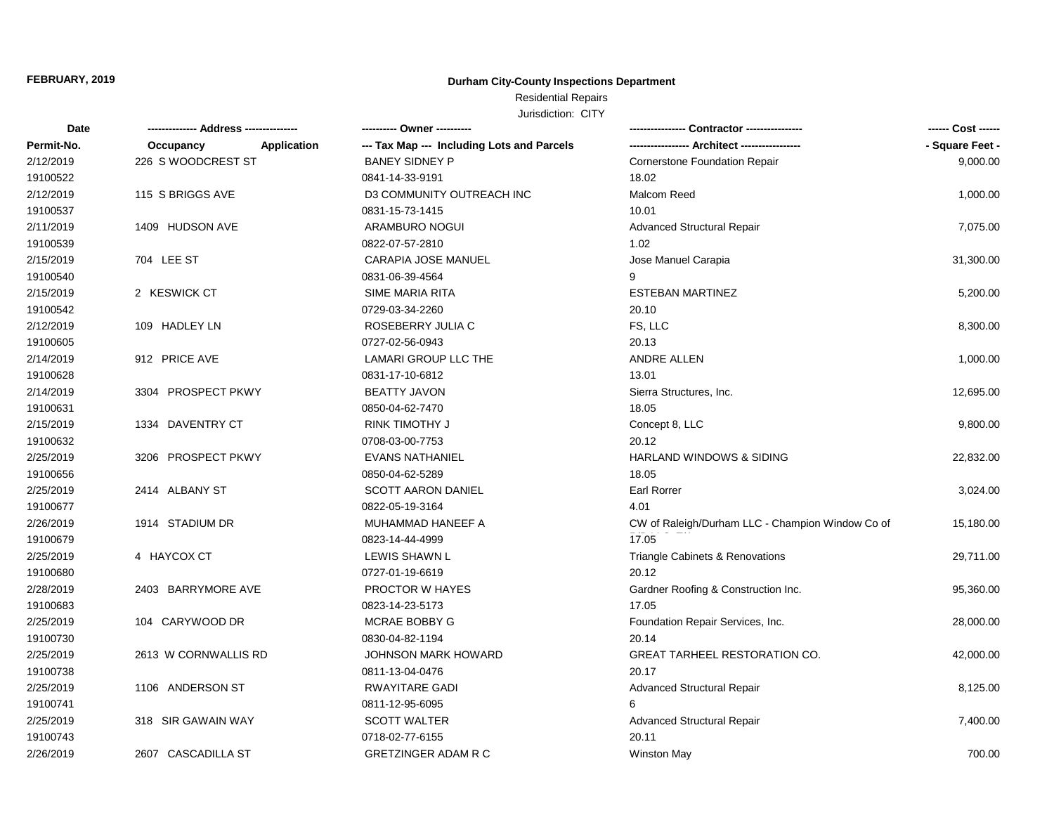FEBRUARY, 2019

**Durham City-County Inspections Department**

Residential Repairs

Jurisdiction: CITY

| Date | ------------- Address --------------- | | ---------- Owner ---------- | ---------------- Contractor ---------------- | ------ Cost ------ |
|---|---|---|---|---|---|
| Permit-No. | Occupancy | Application | --- Tax Map --- Including Lots and Parcels | ----------------- Architect ----------------- | - Square Feet - |
| 2/12/2019 | 226 S WOODCREST ST | | BANEY SIDNEY P | Cornerstone Foundation Repair | 9,000.00 |
| 19100522 | | | 0841-14-33-9191 | 18.02 | |
| 2/12/2019 | 115 S BRIGGS AVE | | D3 COMMUNITY OUTREACH INC | Malcom Reed | 1,000.00 |
| 19100537 | | | 0831-15-73-1415 | 10.01 | |
| 2/11/2019 | 1409 HUDSON AVE | | ARAMBURO NOGUI | Advanced Structural Repair | 7,075.00 |
| 19100539 | | | 0822-07-57-2810 | 1.02 | |
| 2/15/2019 | 704 LEE ST | | CARAPIA JOSE MANUEL | Jose Manuel Carapia | 31,300.00 |
| 19100540 | | | 0831-06-39-4564 | 9 | |
| 2/15/2019 | 2 KESWICK CT | | SIME MARIA RITA | ESTEBAN MARTINEZ | 5,200.00 |
| 19100542 | | | 0729-03-34-2260 | 20.10 | |
| 2/12/2019 | 109 HADLEY LN | | ROSEBERRY JULIA C | FS, LLC | 8,300.00 |
| 19100605 | | | 0727-02-56-0943 | 20.13 | |
| 2/14/2019 | 912 PRICE AVE | | LAMARI GROUP LLC THE | ANDRE ALLEN | 1,000.00 |
| 19100628 | | | 0831-17-10-6812 | 13.01 | |
| 2/14/2019 | 3304 PROSPECT PKWY | | BEATTY JAVON | Sierra Structures, Inc. | 12,695.00 |
| 19100631 | | | 0850-04-62-7470 | 18.05 | |
| 2/15/2019 | 1334 DAVENTRY CT | | RINK TIMOTHY J | Concept 8, LLC | 9,800.00 |
| 19100632 | | | 0708-03-00-7753 | 20.12 | |
| 2/25/2019 | 3206 PROSPECT PKWY | | EVANS NATHANIEL | HARLAND WINDOWS & SIDING | 22,832.00 |
| 19100656 | | | 0850-04-62-5289 | 18.05 | |
| 2/25/2019 | 2414 ALBANY ST | | SCOTT AARON DANIEL | Earl Rorrer | 3,024.00 |
| 19100677 | | | 0822-05-19-3164 | 4.01 | |
| 2/26/2019 | 1914 STADIUM DR | | MUHAMMAD HANEEF A | CW of Raleigh/Durham LLC - Champion Window Co of | 15,180.00 |
| 19100679 | | | 0823-14-44-4999 | 17.05 | |
| 2/25/2019 | 4 HAYCOX CT | | LEWIS SHAWN L | Triangle Cabinets & Renovations | 29,711.00 |
| 19100680 | | | 0727-01-19-6619 | 20.12 | |
| 2/28/2019 | 2403 BARRYMORE AVE | | PROCTOR W HAYES | Gardner Roofing & Construction Inc. | 95,360.00 |
| 19100683 | | | 0823-14-23-5173 | 17.05 | |
| 2/25/2019 | 104 CARYWOOD DR | | MCRAE BOBBY G | Foundation Repair Services, Inc. | 28,000.00 |
| 19100730 | | | 0830-04-82-1194 | 20.14 | |
| 2/25/2019 | 2613 W CORNWALLIS RD | | JOHNSON MARK HOWARD | GREAT TARHEEL RESTORATION CO. | 42,000.00 |
| 19100738 | | | 0811-13-04-0476 | 20.17 | |
| 2/25/2019 | 1106 ANDERSON ST | | RWAYITARE GADI | Advanced Structural Repair | 8,125.00 |
| 19100741 | | | 0811-12-95-6095 | 6 | |
| 2/25/2019 | 318 SIR GAWAIN WAY | | SCOTT WALTER | Advanced Structural Repair | 7,400.00 |
| 19100743 | | | 0718-02-77-6155 | 20.11 | |
| 2/26/2019 | 2607 CASCADILLA ST | | GRETZINGER ADAM R C | Winston May | 700.00 |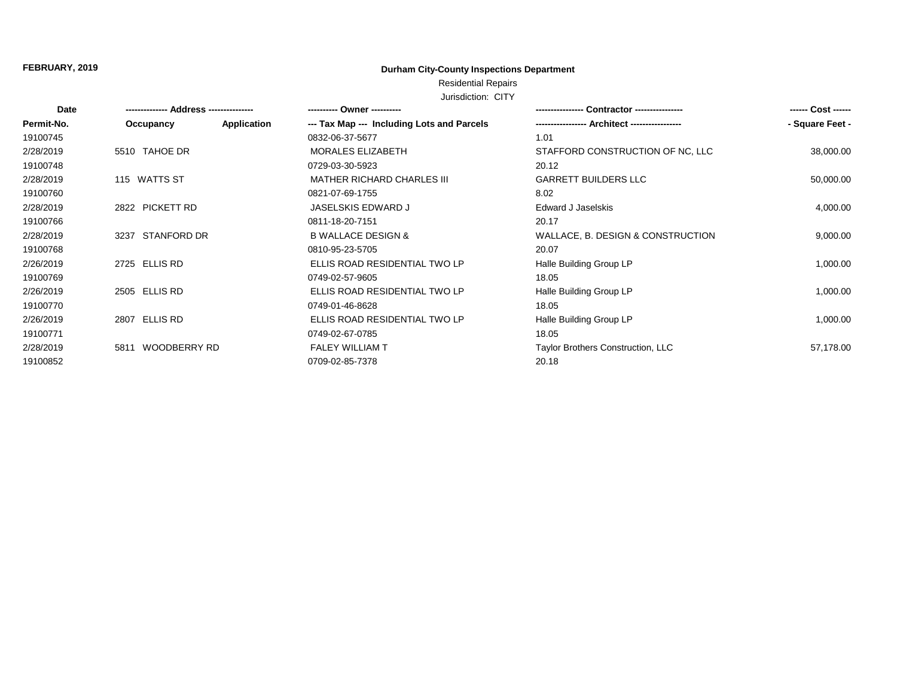**FEBRUARY, 2019**

**Durham City-County Inspections Department**

Residential Repairs

Jurisdiction: CITY

| Date | -------------- Address --------------- | | ---------- Owner ---------- | ---------------- Contractor ---------------- | ------ Cost ------ |
|---|---|---|---|---|---|
| **Permit-No.** | **Occupancy** | **Application** | **--- Tax Map --- Including Lots and Parcels** | **----------------- Architect -----------------** | **- Square Feet -** |
| 19100745 | | | 0832-06-37-5677 | 1.01 | |
| 2/28/2019 | 5510 TAHOE DR | | MORALES ELIZABETH | STAFFORD CONSTRUCTION OF NC, LLC | 38,000.00 |
| 19100748 | | | 0729-03-30-5923 | 20.12 | |
| 2/28/2019 | 115 WATTS ST | | MATHER RICHARD CHARLES III | GARRETT BUILDERS LLC | 50,000.00 |
| 19100760 | | | 0821-07-69-1755 | 8.02 | |
| 2/28/2019 | 2822 PICKETT RD | | JASELSKIS EDWARD J | Edward J Jaselskis | 4,000.00 |
| 19100766 | | | 0811-18-20-7151 | 20.17 | |
| 2/28/2019 | 3237 STANFORD DR | | B WALLACE DESIGN & | WALLACE, B. DESIGN & CONSTRUCTION | 9,000.00 |
| 19100768 | | | 0810-95-23-5705 | 20.07 | |
| 2/26/2019 | 2725 ELLIS RD | | ELLIS ROAD RESIDENTIAL TWO LP | Halle Building Group LP | 1,000.00 |
| 19100769 | | | 0749-02-57-9605 | 18.05 | |
| 2/26/2019 | 2505 ELLIS RD | | ELLIS ROAD RESIDENTIAL TWO LP | Halle Building Group LP | 1,000.00 |
| 19100770 | | | 0749-01-46-8628 | 18.05 | |
| 2/26/2019 | 2807 ELLIS RD | | ELLIS ROAD RESIDENTIAL TWO LP | Halle Building Group LP | 1,000.00 |
| 19100771 | | | 0749-02-67-0785 | 18.05 | |
| 2/28/2019 | 5811 WOODBERRY RD | | FALEY WILLIAM T | Taylor Brothers Construction, LLC | 57,178.00 |
| 19100852 | | | 0709-02-85-7378 | 20.18 | |